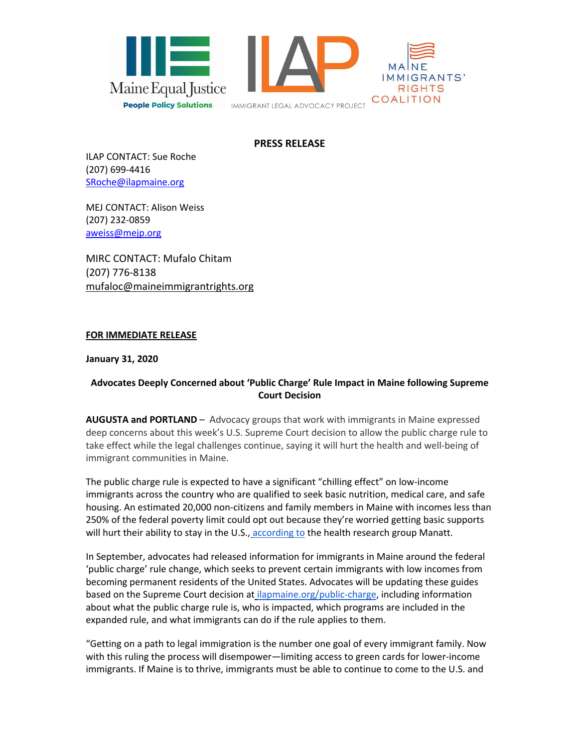Maine Equal Justice
People Policy Solutions

ILAP
IMMIGRANT LEGAL ADVOCACY PROJECT

MAINE IMMIGRANTS' RIGHTS COALITION

**PRESS RELEASE**

ILAP CONTACT: Sue Roche
(207) 699-4416
SRoche@ilapmaine.org

MEJ CONTACT: Alison Weiss
(207) 232-0859
aweiss@mejp.org

MIRC CONTACT: Mufalo Chitam
(207) 776-8138
mufaloc@maineimmigrantrights.org

**FOR IMMEDIATE RELEASE**

**January 31, 2020**

**Advocates Deeply Concerned about 'Public Charge' Rule Impact in Maine following Supreme Court Decision**

**AUGUSTA and PORTLAND** – Advocacy groups that work with immigrants in Maine expressed deep concerns about this week's U.S. Supreme Court decision to allow the public charge rule to take effect while the legal challenges continue, saying it will hurt the health and well-being of immigrant communities in Maine.

The public charge rule is expected to have a significant "chilling effect" on low-income immigrants across the country who are qualified to seek basic nutrition, medical care, and safe housing. An estimated 20,000 non-citizens and family members in Maine with incomes less than 250% of the federal poverty limit could opt out because they're worried getting basic supports will hurt their ability to stay in the U.S., according to the health research group Manatt.

In September, advocates had released information for immigrants in Maine around the federal 'public charge' rule change, which seeks to prevent certain immigrants with low incomes from becoming permanent residents of the United States. Advocates will be updating these guides based on the Supreme Court decision at ilapmaine.org/public-charge, including information about what the public charge rule is, who is impacted, which programs are included in the expanded rule, and what immigrants can do if the rule applies to them.

"Getting on a path to legal immigration is the number one goal of every immigrant family. Now with this ruling the process will disempower—limiting access to green cards for lower-income immigrants. If Maine is to thrive, immigrants must be able to continue to come to the U.S. and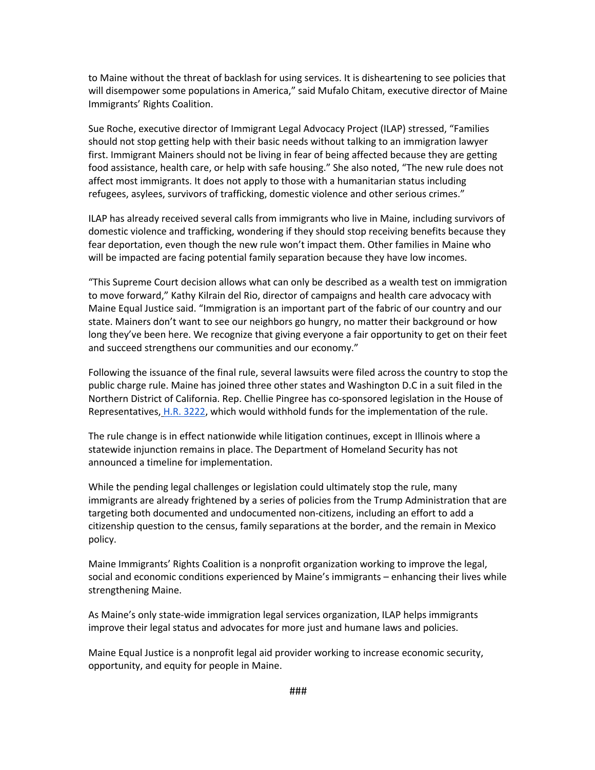to Maine without the threat of backlash for using services. It is disheartening to see policies that will disempower some populations in America," said Mufalo Chitam, executive director of Maine Immigrants' Rights Coalition.

Sue Roche, executive director of Immigrant Legal Advocacy Project (ILAP) stressed, "Families should not stop getting help with their basic needs without talking to an immigration lawyer first. Immigrant Mainers should not be living in fear of being affected because they are getting food assistance, health care, or help with safe housing." She also noted, "The new rule does not affect most immigrants. It does not apply to those with a humanitarian status including refugees, asylees, survivors of trafficking, domestic violence and other serious crimes."

ILAP has already received several calls from immigrants who live in Maine, including survivors of domestic violence and trafficking, wondering if they should stop receiving benefits because they fear deportation, even though the new rule won't impact them. Other families in Maine who will be impacted are facing potential family separation because they have low incomes.

"This Supreme Court decision allows what can only be described as a wealth test on immigration to move forward," Kathy Kilrain del Rio, director of campaigns and health care advocacy with Maine Equal Justice said. "Immigration is an important part of the fabric of our country and our state. Mainers don't want to see our neighbors go hungry, no matter their background or how long they've been here. We recognize that giving everyone a fair opportunity to get on their feet and succeed strengthens our communities and our economy."

Following the issuance of the final rule, several lawsuits were filed across the country to stop the public charge rule. Maine has joined three other states and Washington D.C in a suit filed in the Northern District of California. Rep. Chellie Pingree has co-sponsored legislation in the House of Representatives, H.R. 3222, which would withhold funds for the implementation of the rule.

The rule change is in effect nationwide while litigation continues, except in Illinois where a statewide injunction remains in place. The Department of Homeland Security has not announced a timeline for implementation.

While the pending legal challenges or legislation could ultimately stop the rule, many immigrants are already frightened by a series of policies from the Trump Administration that are targeting both documented and undocumented non-citizens, including an effort to add a citizenship question to the census, family separations at the border, and the remain in Mexico policy.

Maine Immigrants' Rights Coalition is a nonprofit organization working to improve the legal, social and economic conditions experienced by Maine's immigrants – enhancing their lives while strengthening Maine.

As Maine's only state-wide immigration legal services organization, ILAP helps immigrants improve their legal status and advocates for more just and humane laws and policies.

Maine Equal Justice is a nonprofit legal aid provider working to increase economic security, opportunity, and equity for people in Maine.

###